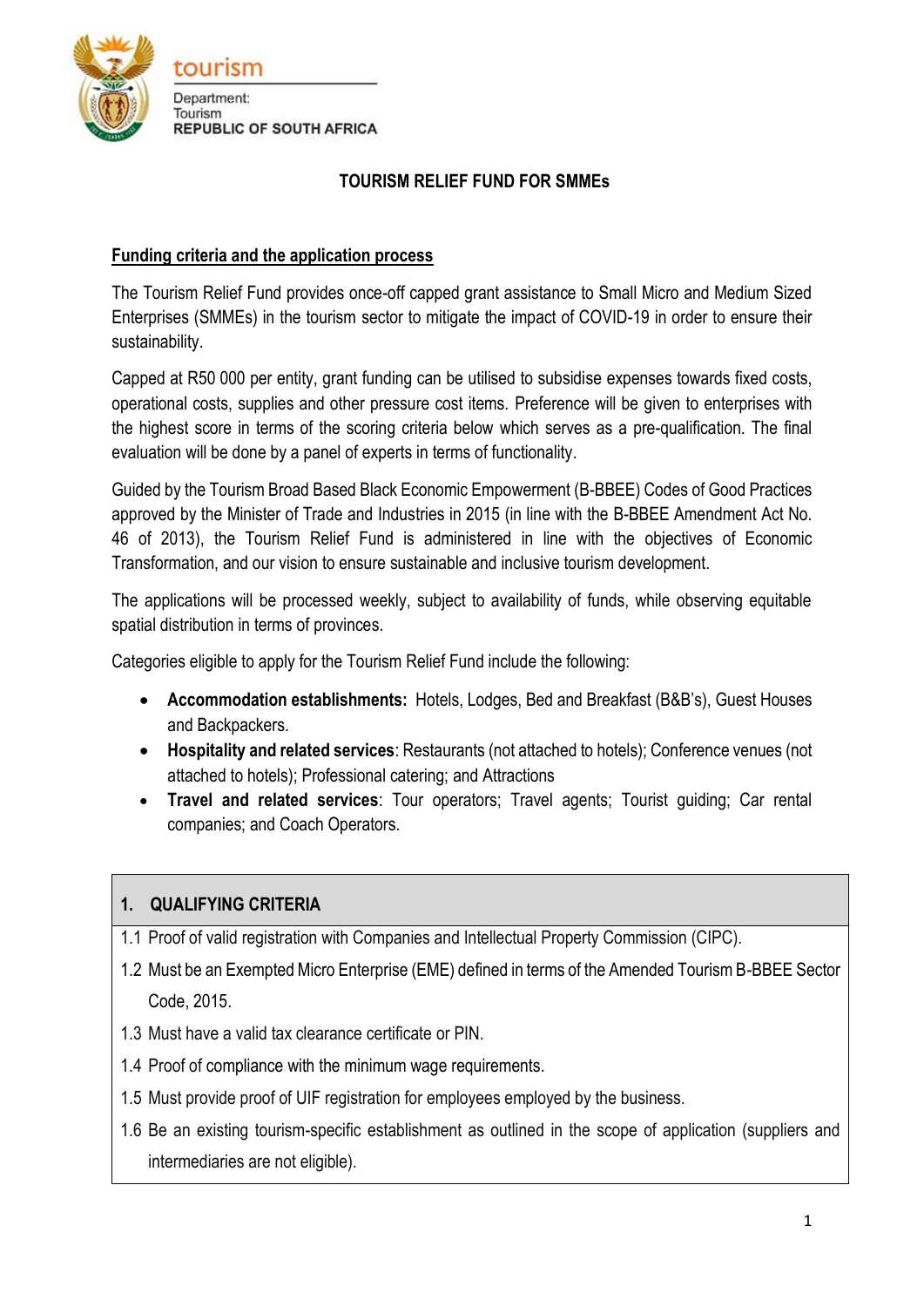tourism

Department:
Tourism
REPUBLIC OF SOUTH AFRICA

# TOURISM RELIEF FUND FOR SMMEs

## Funding criteria and the application process

The Tourism Relief Fund provides once-off capped grant assistance to Small Micro and Medium Sized Enterprises (SMMEs) in the tourism sector to mitigate the impact of COVID-19 in order to ensure their sustainability.

Capped at R50 000 per entity, grant funding can be utilised to subsidise expenses towards fixed costs, operational costs, supplies and other pressure cost items. Preference will be given to enterprises with the highest score in terms of the scoring criteria below which serves as a pre-qualification. The final evaluation will be done by a panel of experts in terms of functionality.

Guided by the Tourism Broad Based Black Economic Empowerment (B-BBEE) Codes of Good Practices approved by the Minister of Trade and Industries in 2015 (in line with the B-BBEE Amendment Act No. 46 of 2013), the Tourism Relief Fund is administered in line with the objectives of Economic Transformation, and our vision to ensure sustainable and inclusive tourism development.

The applications will be processed weekly, subject to availability of funds, while observing equitable spatial distribution in terms of provinces.

Categories eligible to apply for the Tourism Relief Fund include the following:

- **Accommodation establishments:** Hotels, Lodges, Bed and Breakfast (B&B's), Guest Houses and Backpackers.
- **Hospitality and related services**: Restaurants (not attached to hotels); Conference venues (not attached to hotels); Professional catering; and Attractions
- **Travel and related services**: Tour operators; Travel agents; Tourist guiding; Car rental companies; and Coach Operators.

| 1. QUALIFYING CRITERIA |
|---|
| 1.1 Proof of valid registration with Companies and Intellectual Property Commission (CIPC). |
| 1.2 Must be an Exempted Micro Enterprise (EME) defined in terms of the Amended Tourism B-BBEE Sector Code, 2015. |
| 1.3 Must have a valid tax clearance certificate or PIN. |
| 1.4 Proof of compliance with the minimum wage requirements. |
| 1.5 Must provide proof of UIF registration for employees employed by the business. |
| 1.6 Be an existing tourism-specific establishment as outlined in the scope of application (suppliers and intermediaries are not eligible). |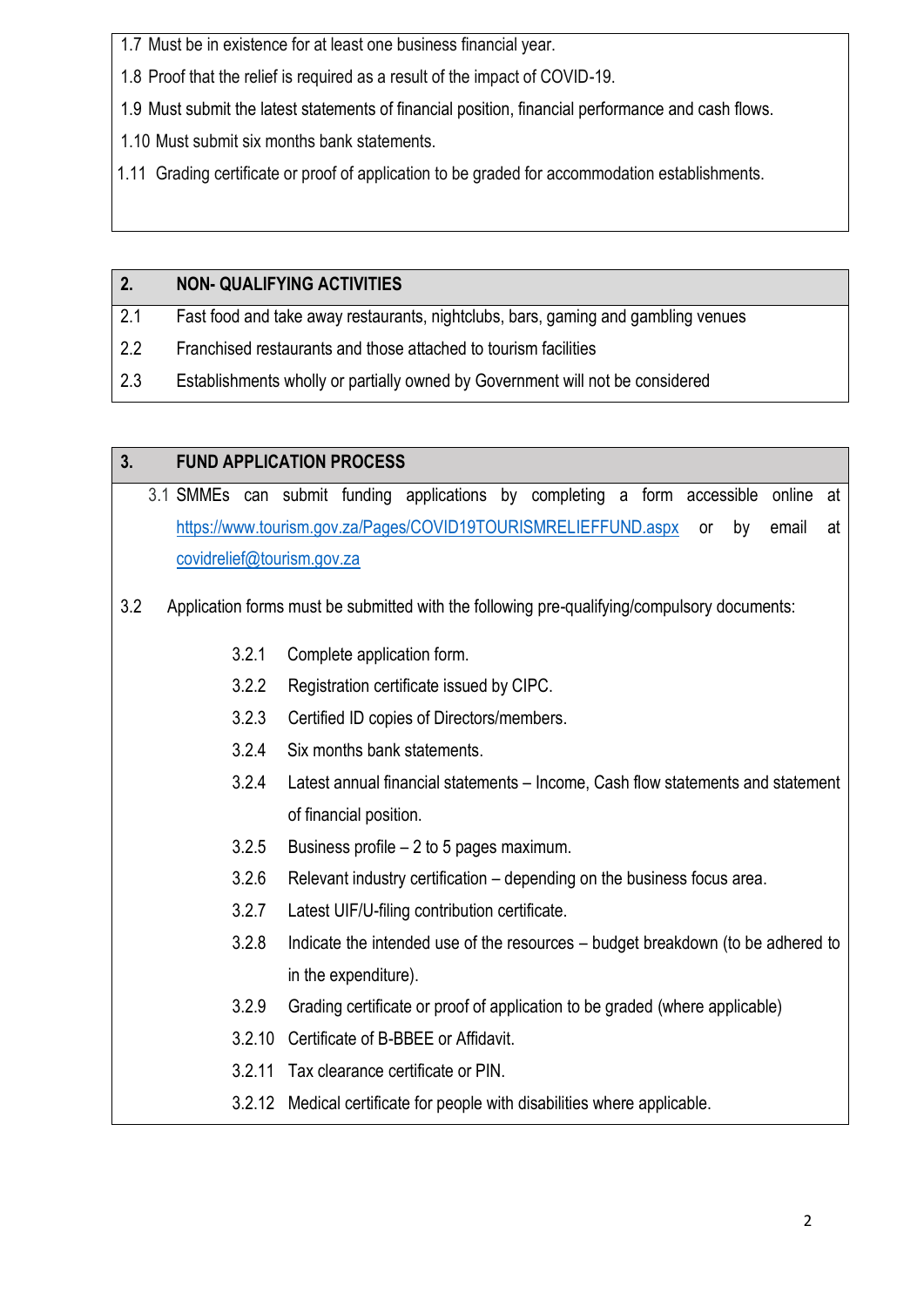1.7 Must be in existence for at least one business financial year.

1.8 Proof that the relief is required as a result of the impact of COVID-19.

1.9 Must submit the latest statements of financial position, financial performance and cash flows.

1.10 Must submit six months bank statements.

1.11 Grading certificate or proof of application to be graded for accommodation establishments.

## 2. NON- QUALIFYING ACTIVITIES

2.1 Fast food and take away restaurants, nightclubs, bars, gaming and gambling venues

2.2 Franchised restaurants and those attached to tourism facilities

2.3 Establishments wholly or partially owned by Government will not be considered

## 3. FUND APPLICATION PROCESS

3.1 SMMEs can submit funding applications by completing a form accessible online at https://www.tourism.gov.za/Pages/COVID19TOURISMRELIEFFUND.aspx or by email at covidrelief@tourism.gov.za

3.2 Application forms must be submitted with the following pre-qualifying/compulsory documents:

- 3.2.1 Complete application form.
- 3.2.2 Registration certificate issued by CIPC.
- 3.2.3 Certified ID copies of Directors/members.
- 3.2.4 Six months bank statements.
- 3.2.4 Latest annual financial statements – Income, Cash flow statements and statement of financial position.
- 3.2.5 Business profile – 2 to 5 pages maximum.
- 3.2.6 Relevant industry certification – depending on the business focus area.
- 3.2.7 Latest UIF/U-filing contribution certificate.
- 3.2.8 Indicate the intended use of the resources – budget breakdown (to be adhered to in the expenditure).
- 3.2.9 Grading certificate or proof of application to be graded (where applicable)
- 3.2.10 Certificate of B-BBEE or Affidavit.
- 3.2.11 Tax clearance certificate or PIN.
- 3.2.12 Medical certificate for people with disabilities where applicable.